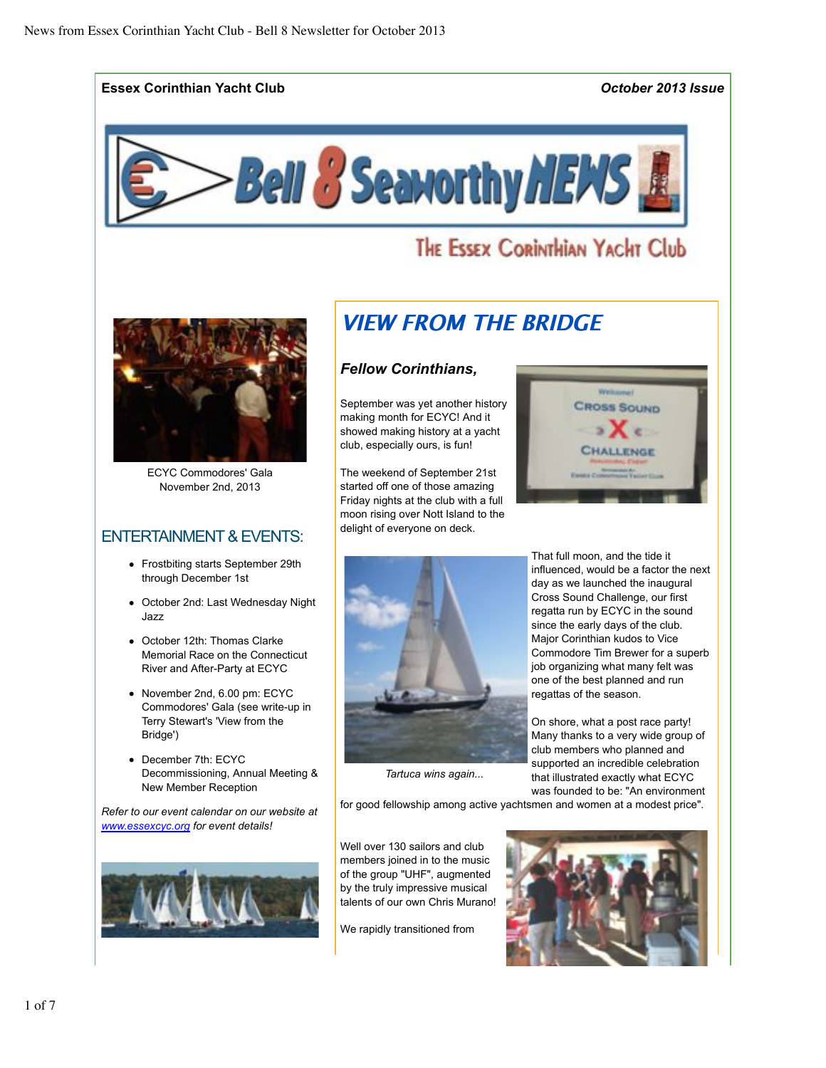**Essex Corinthian Yacht Club** *October 2013 Issue*

# Bell 8 Seaworthy NEWS

The Essex Corinthian Yacht Club

ECYC Commodores' Gala
November 2nd, 2013

## ENTERTAINMENT & EVENTS:

- Frostbiting starts September 29th through December 1st
- October 2nd: Last Wednesday Night Jazz
- October 12th: Thomas Clarke Memorial Race on the Connecticut River and After-Party at ECYC
- November 2nd, 6.00 pm: ECYC Commodores' Gala (see write-up in Terry Stewart's 'View from the Bridge')
- December 7th: ECYC Decommissioning, Annual Meeting & New Member Reception

*Refer to our event calendar on our website at [www.essexcyc.org](http://www.essexcyc.org) for event details!*

## *VIEW FROM THE BRIDGE*

### *Fellow Corinthians,*

September was yet another history making month for ECYC! And it showed making history at a yacht club, especially ours, is fun!

The weekend of September 21st started off one of those amazing Friday nights at the club with a full moon rising over Nott Island to the delight of everyone on deck.

That full moon, and the tide it influenced, would be a factor the next day as we launched the inaugural Cross Sound Challenge, our first regatta run by ECYC in the sound since the early days of the club. Major Corinthian kudos to Vice Commodore Tim Brewer for a superb job organizing what many felt was one of the best planned and run regattas of the season.

*Tartuca wins again...*

On shore, what a post race party! Many thanks to a very wide group of club members who planned and supported an incredible celebration that illustrated exactly what ECYC was founded to be: "An environment for good fellowship among active yachtsmen and women at a modest price".

Well over 130 sailors and club members joined in to the music of the group "UHF", augmented by the truly impressive musical talents of our own Chris Murano!

We rapidly transitioned from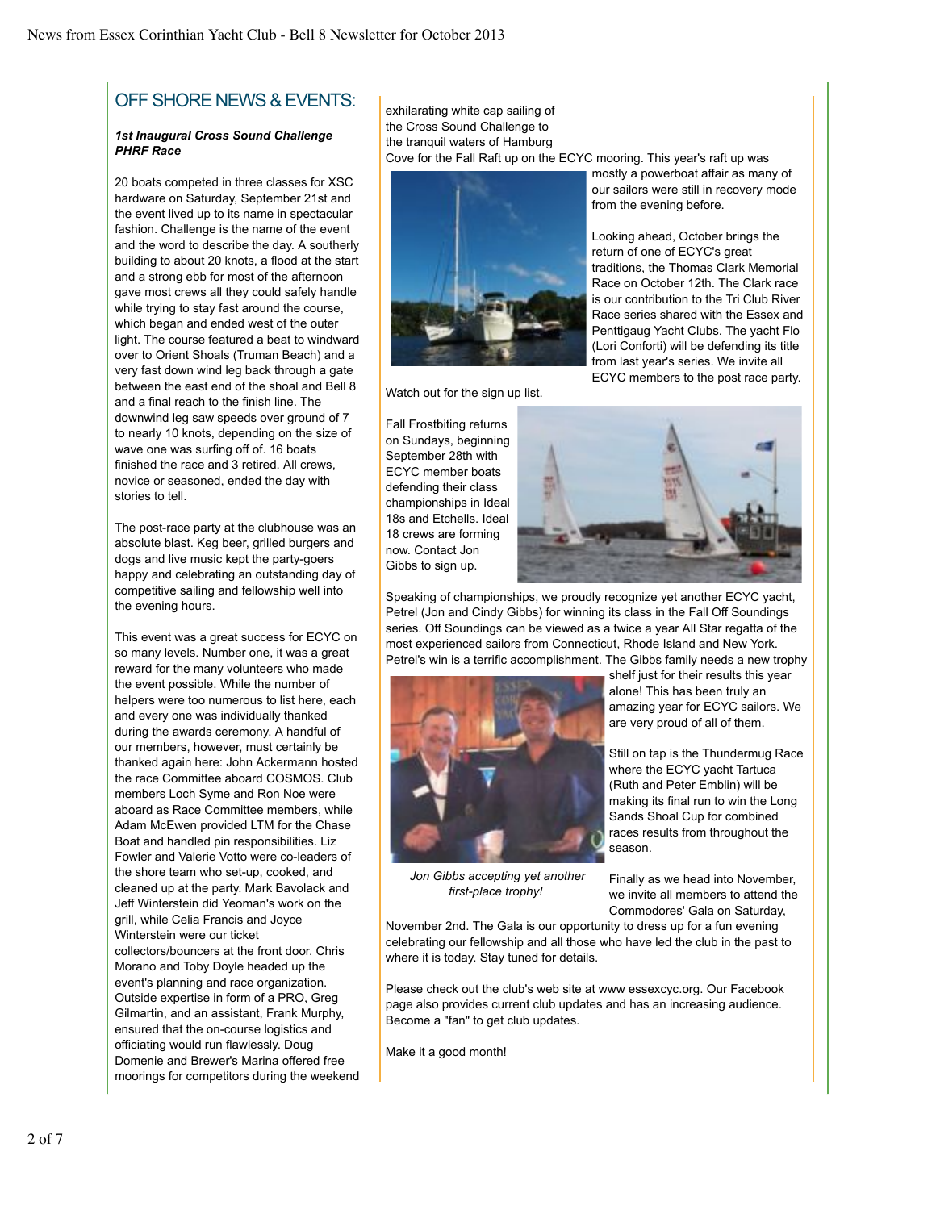## OFF SHORE NEWS & EVENTS:

***1st Inaugural Cross Sound Challenge PHRF Race***

20 boats competed in three classes for XSC hardware on Saturday, September 21st and the event lived up to its name in spectacular fashion. Challenge is the name of the event and the word to describe the day. A southerly building to about 20 knots, a flood at the start and a strong ebb for most of the afternoon gave most crews all they could safely handle while trying to stay fast around the course, which began and ended west of the outer light. The course featured a beat to windward over to Orient Shoals (Truman Beach) and a very fast down wind leg back through a gate between the east end of the shoal and Bell 8 and a final reach to the finish line. The downwind leg saw speeds over ground of 7 to nearly 10 knots, depending on the size of wave one was surfing off of. 16 boats finished the race and 3 retired. All crews, novice or seasoned, ended the day with stories to tell.

The post-race party at the clubhouse was an absolute blast. Keg beer, grilled burgers and dogs and live music kept the party-goers happy and celebrating an outstanding day of competitive sailing and fellowship well into the evening hours.

This event was a great success for ECYC on so many levels. Number one, it was a great reward for the many volunteers who made the event possible. While the number of helpers were too numerous to list here, each and every one was individually thanked during the awards ceremony. A handful of our members, however, must certainly be thanked again here: John Ackermann hosted the race Committee aboard COSMOS. Club members Loch Syme and Ron Noe were aboard as Race Committee members, while Adam McEwen provided LTM for the Chase Boat and handled pin responsibilities. Liz Fowler and Valerie Votto were co-leaders of the shore team who set-up, cooked, and cleaned up at the party. Mark Bavolack and Jeff Winterstein did Yeoman's work on the grill, while Celia Francis and Joyce Winterstein were our ticket collectors/bouncers at the front door. Chris Morano and Toby Doyle headed up the event's planning and race organization. Outside expertise in form of a PRO, Greg Gilmartin, and an assistant, Frank Murphy, ensured that the on-course logistics and officiating would run flawlessly. Doug Domenie and Brewer's Marina offered free moorings for competitors during the weekend exhilarating white cap sailing of the Cross Sound Challenge to the tranquil waters of Hamburg Cove for the Fall Raft up on the ECYC mooring. This year's raft up was mostly a powerboat affair as many of our sailors were still in recovery mode from the evening before.

Looking ahead, October brings the return of one of ECYC's great traditions, the Thomas Clark Memorial Race on October 12th. The Clark race is our contribution to the Tri Club River Race series shared with the Essex and Penttigaug Yacht Clubs. The yacht Flo (Lori Conforti) will be defending its title from last year's series. We invite all ECYC members to the post race party.

Watch out for the sign up list.

Fall Frostbiting returns on Sundays, beginning September 28th with ECYC member boats defending their class championships in Ideal 18s and Etchells. Ideal 18 crews are forming now. Contact Jon Gibbs to sign up.

Speaking of championships, we proudly recognize yet another ECYC yacht, Petrel (Jon and Cindy Gibbs) for winning its class in the Fall Off Soundings series. Off Soundings can be viewed as a twice a year All Star regatta of the most experienced sailors from Connecticut, Rhode Island and New York. Petrel's win is a terrific accomplishment. The Gibbs family needs a new trophy shelf just for their results this year alone! This has been truly an amazing year for ECYC sailors. We are very proud of all of them.

*Jon Gibbs accepting yet another first-place trophy!*

Still on tap is the Thundermug Race where the ECYC yacht Tartuca (Ruth and Peter Emblin) will be making its final run to win the Long Sands Shoal Cup for combined races results from throughout the season.

Finally as we head into November, we invite all members to attend the Commodores' Gala on Saturday, November 2nd. The Gala is our opportunity to dress up for a fun evening celebrating our fellowship and all those who have led the club in the past to where it is today. Stay tuned for details.

Please check out the club's web site at www essexcyc.org. Our Facebook page also provides current club updates and has an increasing audience. Become a "fan" to get club updates.

Make it a good month!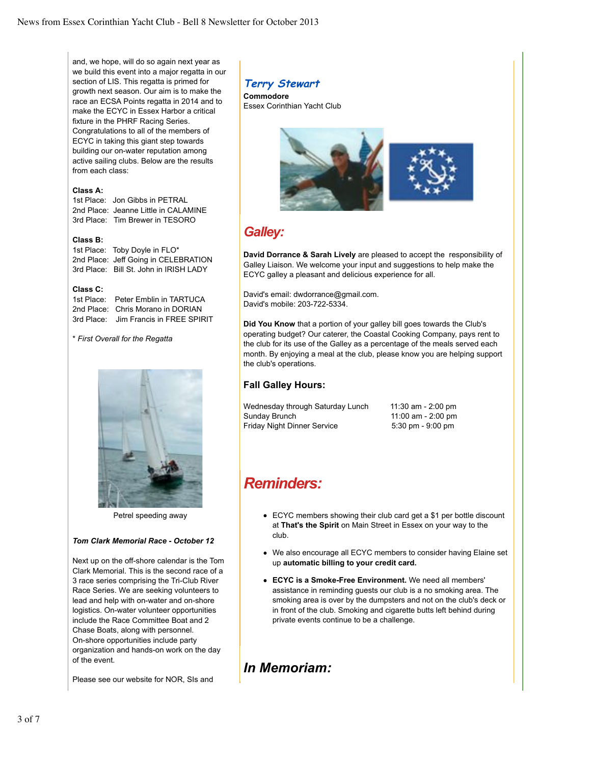and, we hope, will do so again next year as we build this event into a major regatta in our section of LIS. This regatta is primed for growth next season. Our aim is to make the race an ECSA Points regatta in 2014 and to make the ECYC in Essex Harbor a critical fixture in the PHRF Racing Series. Congratulations to all of the members of ECYC in taking this giant step towards building our on-water reputation among active sailing clubs. Below are the results from each class:

**Class A:**
1st Place: Jon Gibbs in PETRAL
2nd Place: Jeanne Little in CALAMINE
3rd Place: Tim Brewer in TESORO

**Class B:**
1st Place: Toby Doyle in FLO*
2nd Place: Jeff Going in CELEBRATION
3rd Place: Bill St. John in IRISH LADY

**Class C:**
1st Place: Peter Emblin in TARTUCA
2nd Place: Chris Morano in DORIAN
3rd Place: Jim Francis in FREE SPIRIT

* *First Overall for the Regatta*

Petrel speeding away

***Tom Clark Memorial Race - October 12***

Next up on the off-shore calendar is the Tom Clark Memorial. This is the second race of a 3 race series comprising the Tri-Club River Race Series. We are seeking volunteers to lead and help with on-water and on-shore logistics. On-water volunteer opportunities include the Race Committee Boat and 2 Chase Boats, along with personnel. On-shore opportunities include party organization and hands-on work on the day of the event.

Please see our website for NOR, SIs and

***Terry Stewart***
**Commodore**
Essex Corinthian Yacht Club

## *Galley:*

**David Dorrance & Sarah Lively** are pleased to accept the responsibility of Galley Liaison. We welcome your input and suggestions to help make the ECYC galley a pleasant and delicious experience for all.

David's email: dwdorrance@gmail.com.
David's mobile: 203-722-5334.

**Did You Know** that a portion of your galley bill goes towards the Club's operating budget? Our caterer, the Coastal Cooking Company, pays rent to the club for its use of the Galley as a percentage of the meals served each month. By enjoying a meal at the club, please know you are helping support the club's operations.

### Fall Galley Hours:

| | |
|---|---|
| Wednesday through Saturday Lunch | 11:30 am - 2:00 pm |
| Sunday Brunch | 11:00 am - 2:00 pm |
| Friday Night Dinner Service | 5:30 pm - 9:00 pm |

## *Reminders:*

- ECYC members showing their club card get a $1 per bottle discount at **That's the Spirit** on Main Street in Essex on your way to the club.
- We also encourage all ECYC members to consider having Elaine set up **automatic billing to your credit card.**
- **ECYC is a Smoke-Free Environment.** We need all members' assistance in reminding guests our club is a no smoking area. The smoking area is over by the dumpsters and not on the club's deck or in front of the club. Smoking and cigarette butts left behind during private events continue to be a challenge.

## *In Memoriam:*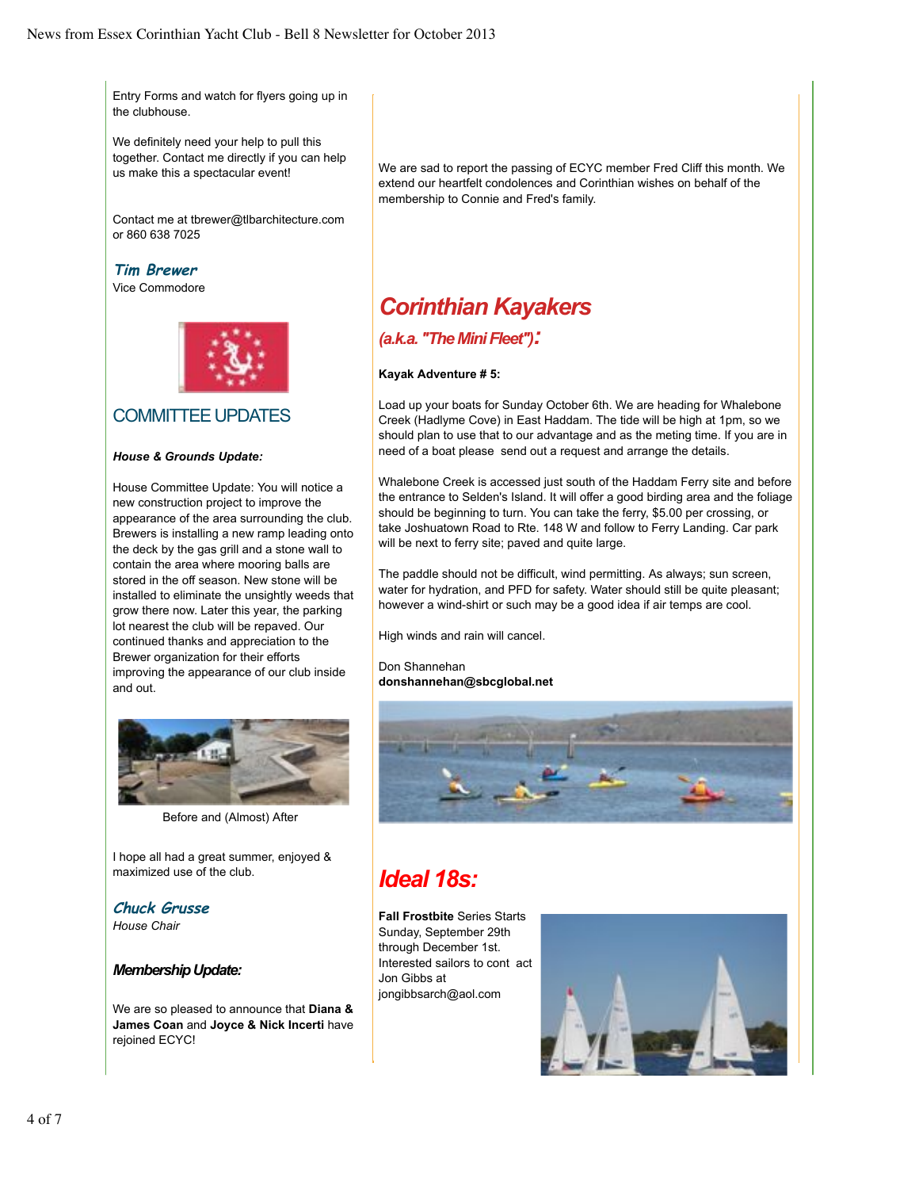Entry Forms and watch for flyers going up in the clubhouse.

We definitely need your help to pull this together. Contact me directly if you can help us make this a spectacular event!

Contact me at tbrewer@tlbarchitecture.com or 860 638 7025

***Tim Brewer***
Vice Commodore

## COMMITTEE UPDATES

***House & Grounds Update:***

House Committee Update: You will notice a new construction project to improve the appearance of the area surrounding the club. Brewers is installing a new ramp leading onto the deck by the gas grill and a stone wall to contain the area where mooring balls are stored in the off season. New stone will be installed to eliminate the unsightly weeds that grow there now. Later this year, the parking lot nearest the club will be repaved. Our continued thanks and appreciation to the Brewer organization for their efforts improving the appearance of our club inside and out.

Before and (Almost) After

I hope all had a great summer, enjoyed & maximized use of the club.

***Chuck Grusse***
*House Chair*

***Membership Update:***

We are so pleased to announce that **Diana & James Coan** and **Joyce & Nick Incerti** have rejoined ECYC!

We are sad to report the passing of ECYC member Fred Cliff this month. We extend our heartfelt condolences and Corinthian wishes on behalf of the membership to Connie and Fred's family.

## *Corinthian Kayakers*

### *(a.k.a. "The Mini Fleet"):*

**Kayak Adventure # 5:**

Load up your boats for Sunday October 6th. We are heading for Whalebone Creek (Hadlyme Cove) in East Haddam. The tide will be high at 1pm, so we should plan to use that to our advantage and as the meting time. If you are in need of a boat please send out a request and arrange the details.

Whalebone Creek is accessed just south of the Haddam Ferry site and before the entrance to Selden's Island. It will offer a good birding area and the foliage should be beginning to turn. You can take the ferry, $5.00 per crossing, or take Joshuatown Road to Rte. 148 W and follow to Ferry Landing. Car park will be next to ferry site; paved and quite large.

The paddle should not be difficult, wind permitting. As always; sun screen, water for hydration, and PFD for safety. Water should still be quite pleasant; however a wind-shirt or such may be a good idea if air temps are cool.

High winds and rain will cancel.

Don Shannehan
**donshannehan@sbcglobal.net**

## *Ideal 18s:*

**Fall Frostbite** Series Starts Sunday, September 29th through December 1st. Interested sailors to cont act Jon Gibbs at jongibbsarch@aol.com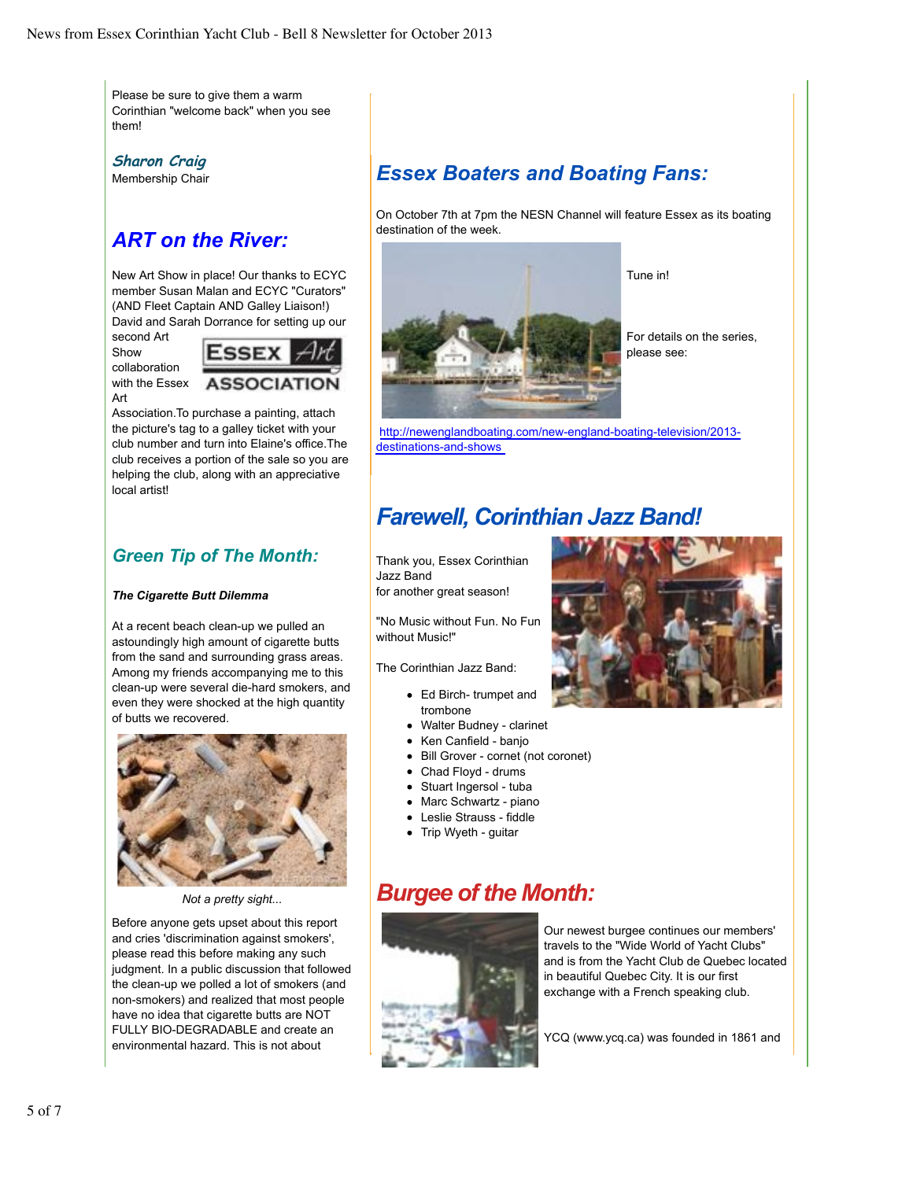Please be sure to give them a warm Corinthian "welcome back" when you see them!

***Sharon Craig***
Membership Chair

## ART on the River:

New Art Show in place! Our thanks to ECYC member Susan Malan and ECYC "Curators" (AND Fleet Captain AND Galley Liaison!) David and Sarah Dorrance for setting up our second Art Show collaboration with the Essex Art Association.To purchase a painting, attach the picture's tag to a galley ticket with your club number and turn into Elaine's office.The club receives a portion of the sale so you are helping the club, along with an appreciative local artist!

## Green Tip of The Month:

***The Cigarette Butt Dilemma***

At a recent beach clean-up we pulled an astoundingly high amount of cigarette butts from the sand and surrounding grass areas. Among my friends accompanying me to this clean-up were several die-hard smokers, and even they were shocked at the high quantity of butts we recovered.

*Not a pretty sight...*

Before anyone gets upset about this report and cries 'discrimination against smokers', please read this before making any such judgment. In a public discussion that followed the clean-up we polled a lot of smokers (and non-smokers) and realized that most people have no idea that cigarette butts are NOT FULLY BIO-DEGRADABLE and create an environmental hazard. This is not about

## Essex Boaters and Boating Fans:

On October 7th at 7pm the NESN Channel will feature Essex as its boating destination of the week.

Tune in!

For details on the series, please see:

http://newenglandboating.com/new-england-boating-television/2013-destinations-and-shows

## Farewell, Corinthian Jazz Band!

Thank you, Essex Corinthian Jazz Band
for another great season!

"No Music without Fun. No Fun without Music!"

The Corinthian Jazz Band:

- Ed Birch- trumpet and trombone
- Walter Budney - clarinet
- Ken Canfield - banjo
- Bill Grover - cornet (not coronet)
- Chad Floyd - drums
- Stuart Ingersol - tuba
- Marc Schwartz - piano
- Leslie Strauss - fiddle
- Trip Wyeth - guitar

## Burgee of the Month:

Our newest burgee continues our members' travels to the "Wide World of Yacht Clubs" and is from the Yacht Club de Quebec located in beautiful Quebec City. It is our first exchange with a French speaking club.

YCQ (www.ycq.ca) was founded in 1861 and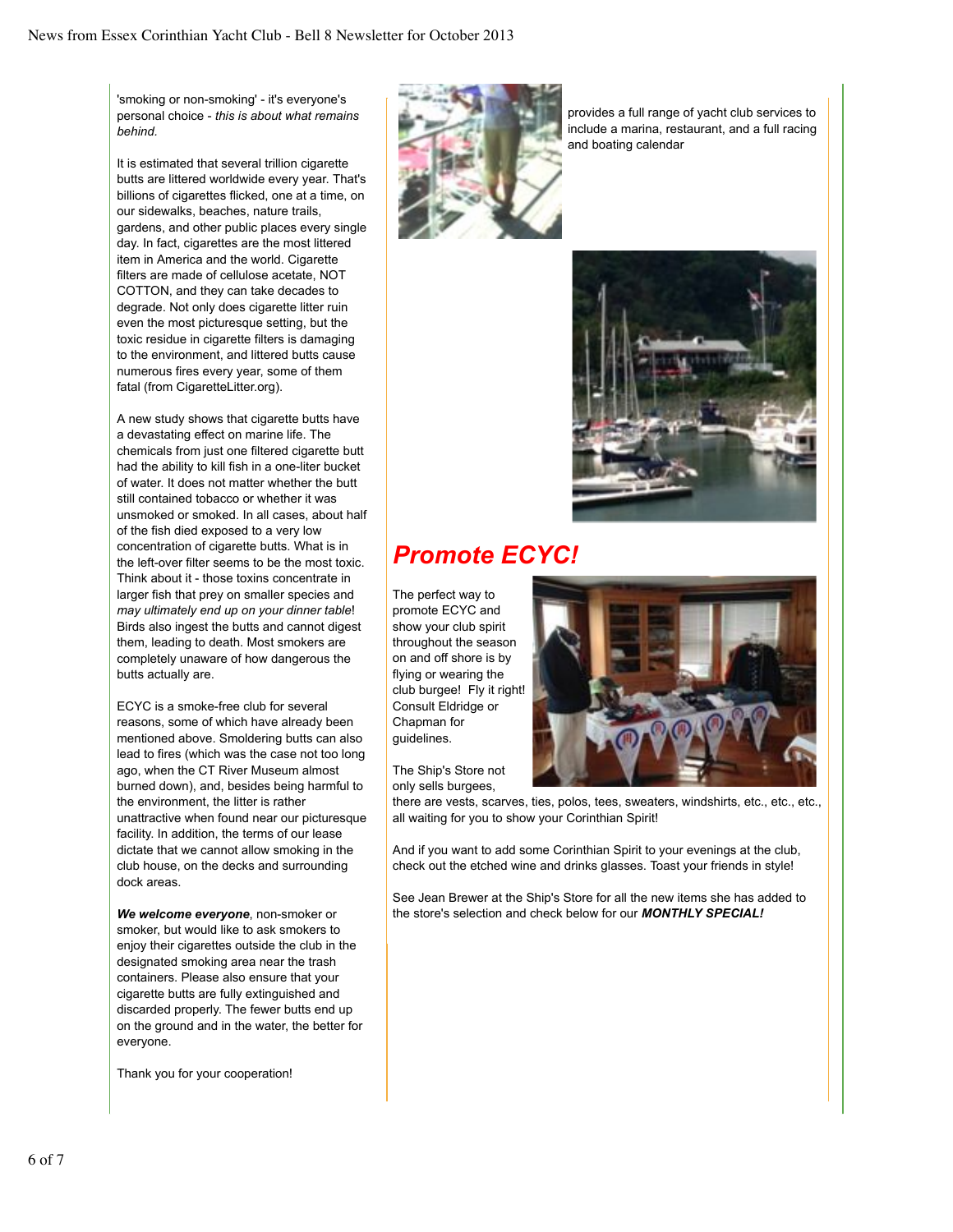'smoking or non-smoking' - it's everyone's personal choice - *this is about what remains behind.*

It is estimated that several trillion cigarette butts are littered worldwide every year. That's billions of cigarettes flicked, one at a time, on our sidewalks, beaches, nature trails, gardens, and other public places every single day. In fact, cigarettes are the most littered item in America and the world. Cigarette filters are made of cellulose acetate, NOT COTTON, and they can take decades to degrade. Not only does cigarette litter ruin even the most picturesque setting, but the toxic residue in cigarette filters is damaging to the environment, and littered butts cause numerous fires every year, some of them fatal (from CigaretteLitter.org).

A new study shows that cigarette butts have a devastating effect on marine life. The chemicals from just one filtered cigarette butt had the ability to kill fish in a one-liter bucket of water. It does not matter whether the butt still contained tobacco or whether it was unsmoked or smoked. In all cases, about half of the fish died exposed to a very low concentration of cigarette butts. What is in the left-over filter seems to be the most toxic. Think about it - those toxins concentrate in larger fish that prey on smaller species and *may ultimately end up on your dinner table*! Birds also ingest the butts and cannot digest them, leading to death. Most smokers are completely unaware of how dangerous the butts actually are.

ECYC is a smoke-free club for several reasons, some of which have already been mentioned above. Smoldering butts can also lead to fires (which was the case not too long ago, when the CT River Museum almost burned down), and, besides being harmful to the environment, the litter is rather unattractive when found near our picturesque facility. In addition, the terms of our lease dictate that we cannot allow smoking in the club house, on the decks and surrounding dock areas.

***We welcome everyone***, non-smoker or smoker, but would like to ask smokers to enjoy their cigarettes outside the club in the designated smoking area near the trash containers. Please also ensure that your cigarette butts are fully extinguished and discarded properly. The fewer butts end up on the ground and in the water, the better for everyone.

Thank you for your cooperation!

provides a full range of yacht club services to include a marina, restaurant, and a full racing and boating calendar

## *Promote ECYC!*

The perfect way to promote ECYC and show your club spirit throughout the season on and off shore is by flying or wearing the club burgee! Fly it right! Consult Eldridge or Chapman for guidelines.

The Ship's Store not only sells burgees, there are vests, scarves, ties, polos, tees, sweaters, windshirts, etc., etc., etc., all waiting for you to show your Corinthian Spirit!

And if you want to add some Corinthian Spirit to your evenings at the club, check out the etched wine and drinks glasses. Toast your friends in style!

See Jean Brewer at the Ship's Store for all the new items she has added to the store's selection and check below for our ***MONTHLY SPECIAL!***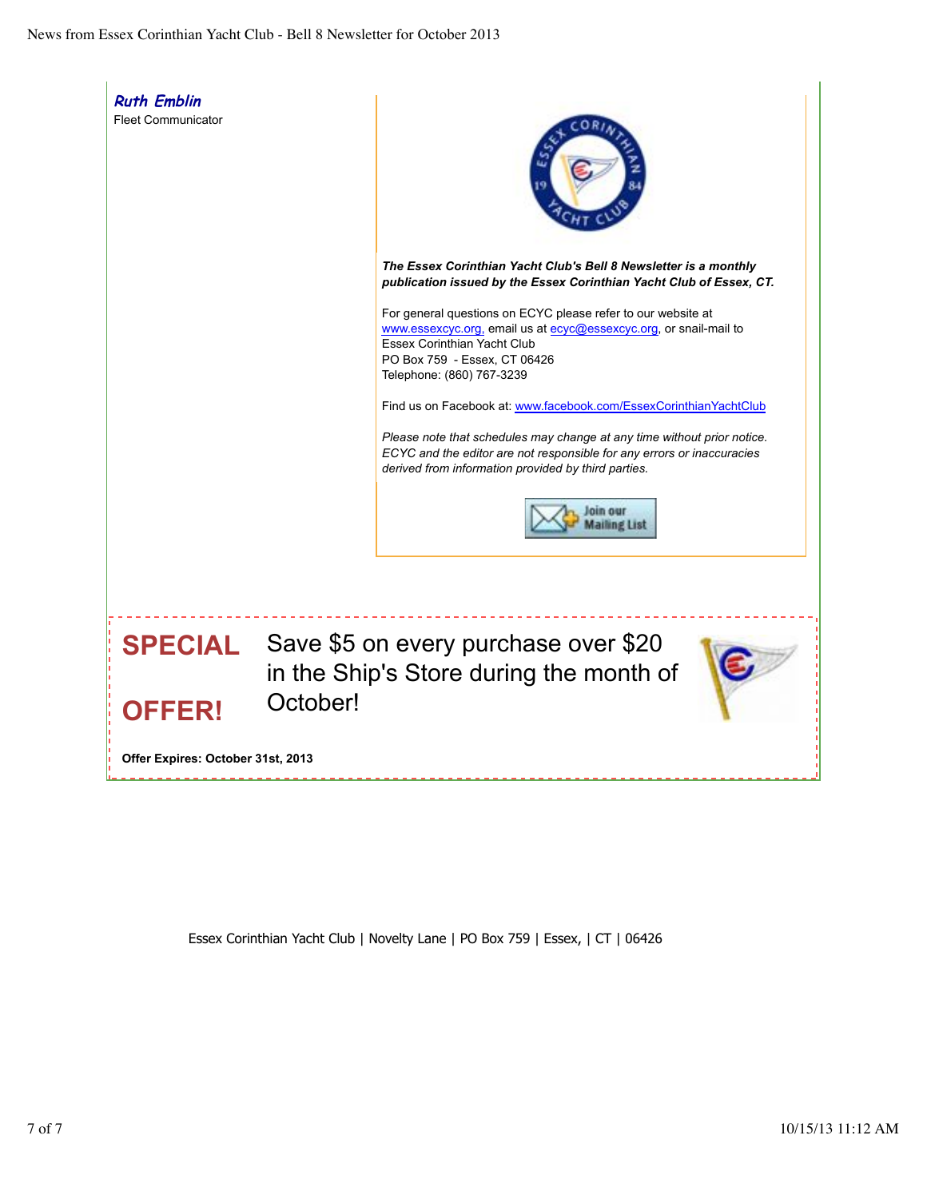***Ruth Emblin***
Fleet Communicator

***The Essex Corinthian Yacht Club's Bell 8 Newsletter is a monthly publication issued by the Essex Corinthian Yacht Club of Essex, CT.***

For general questions on ECYC please refer to our website at www.essexcyc.org, email us at ecyc@essexcyc.org, or snail-mail to
Essex Corinthian Yacht Club
PO Box 759 - Essex, CT 06426
Telephone: (860) 767-3239

Find us on Facebook at: www.facebook.com/EssexCorinthianYachtClub

*Please note that schedules may change at any time without prior notice. ECYC and the editor are not responsible for any errors or inaccuracies derived from information provided by third parties.*

Join our Mailing List

**SPECIAL OFFER!**

Save $5 on every purchase over $20 in the Ship's Store during the month of October!

**Offer Expires: October 31st, 2013**

Essex Corinthian Yacht Club | Novelty Lane | PO Box 759 | Essex, | CT | 06426